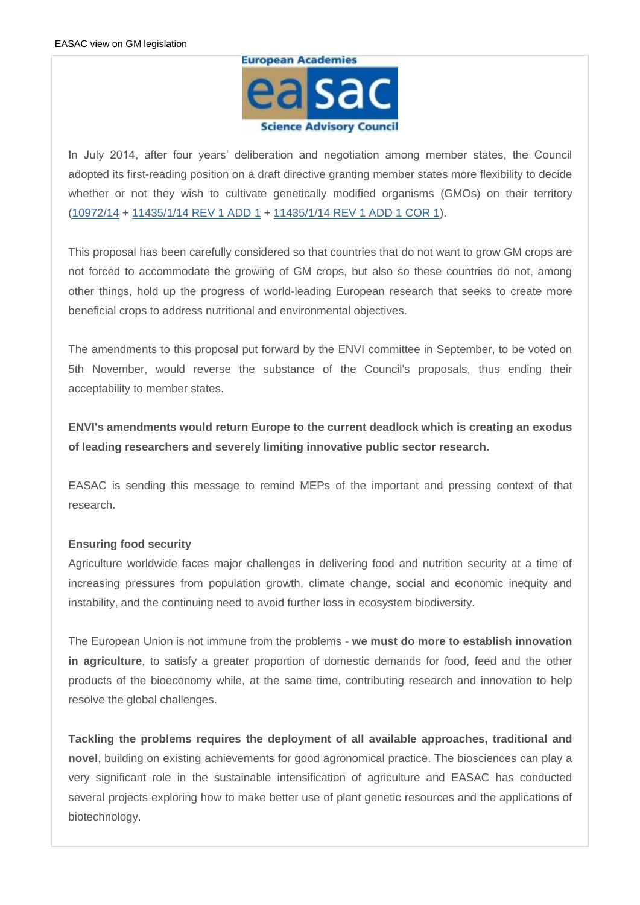In July 2014, after four years' deliberation and negotiation among member states, the Council adopted its first-reading position on a draft directive granting member states more flexibility to decide whether or not they wish to cultivate genetically modified organisms (GMOs) on their territory (10972/14 + 11435/1/14 REV 1 ADD 1 + 11435/1/14 REV 1 ADD 1 COR 1).

This proposal has been carefully considered so that countries that do not want to grow GM crops are not forced to accommodate the growing of GM crops, but also so these countries do not, among other things, hold up the progress of world-leading European research that seeks to create more beneficial crops to address nutritional and environmental objectives.

The amendments to this proposal put forward by the ENVI committee in September, to be voted on 5th November, would reverse the substance of the Council's proposals, thus ending their acceptability to member states.

**ENVI's amendments would return Europe to the current deadlock which is creating an exodus of leading researchers and severely limiting innovative public sector research.**

EASAC is sending this message to remind MEPs of the important and pressing context of that research.

**Ensuring food security**

Agriculture worldwide faces major challenges in delivering food and nutrition security at a time of increasing pressures from population growth, climate change, social and economic inequity and instability, and the continuing need to avoid further loss in ecosystem biodiversity.

The European Union is not immune from the problems - **we must do more to establish innovation in agriculture**, to satisfy a greater proportion of domestic demands for food, feed and the other products of the bioeconomy while, at the same time, contributing research and innovation to help resolve the global challenges.

**Tackling the problems requires the deployment of all available approaches, traditional and novel**, building on existing achievements for good agronomical practice. The biosciences can play a very significant role in the sustainable intensification of agriculture and EASAC has conducted several projects exploring how to make better use of plant genetic resources and the applications of biotechnology.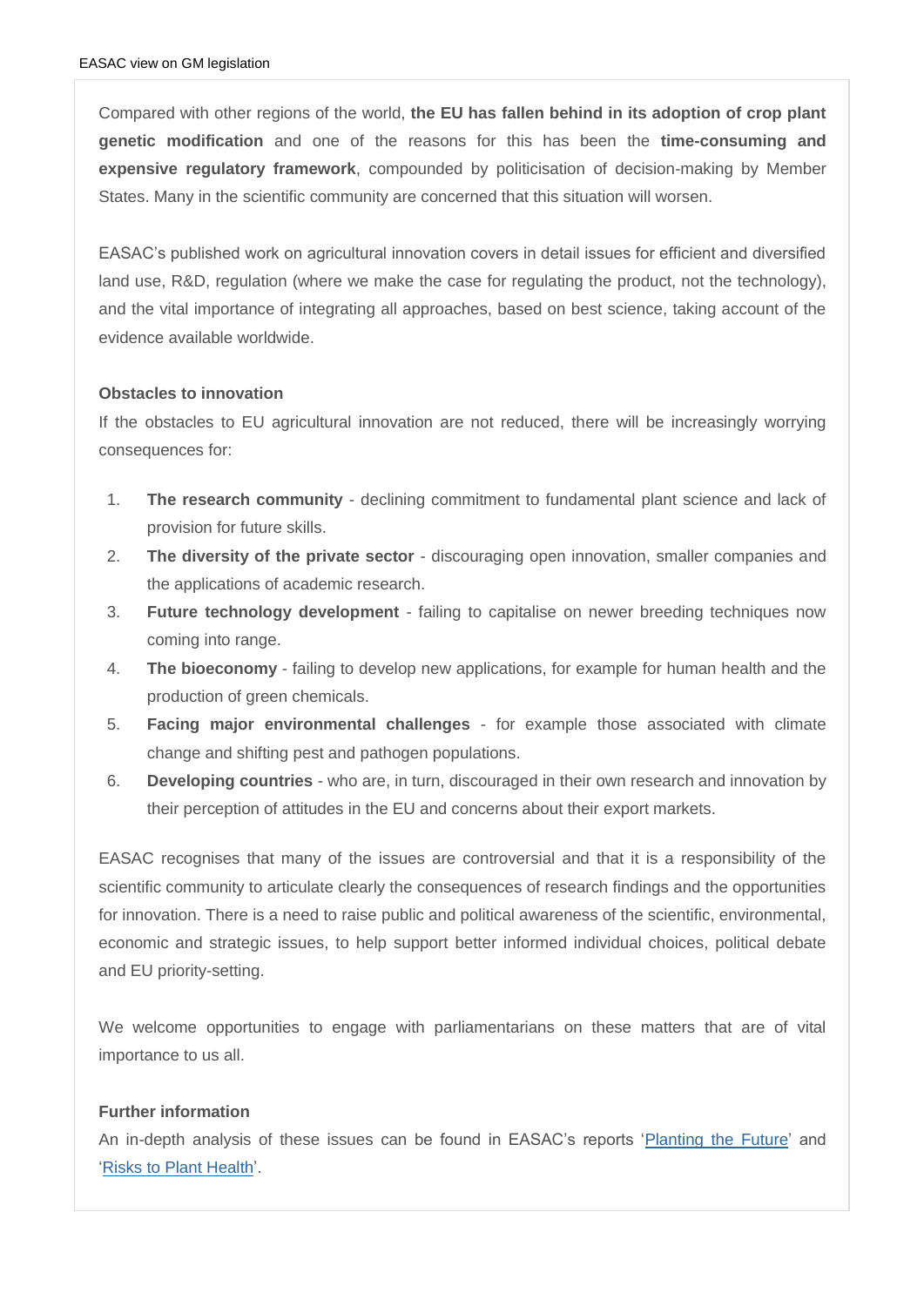Compared with other regions of the world, **the EU has fallen behind in its adoption of crop plant genetic modification** and one of the reasons for this has been the **time-consuming and expensive regulatory framework**, compounded by politicisation of decision-making by Member States. Many in the scientific community are concerned that this situation will worsen.

EASAC's published work on agricultural innovation covers in detail issues for efficient and diversified land use, R&D, regulation (where we make the case for regulating the product, not the technology), and the vital importance of integrating all approaches, based on best science, taking account of the evidence available worldwide.

**Obstacles to innovation**

If the obstacles to EU agricultural innovation are not reduced, there will be increasingly worrying consequences for:

1. **The research community** - declining commitment to fundamental plant science and lack of provision for future skills.
2. **The diversity of the private sector** - discouraging open innovation, smaller companies and the applications of academic research.
3. **Future technology development** - failing to capitalise on newer breeding techniques now coming into range.
4. **The bioeconomy** - failing to develop new applications, for example for human health and the production of green chemicals.
5. **Facing major environmental challenges** - for example those associated with climate change and shifting pest and pathogen populations.
6. **Developing countries** - who are, in turn, discouraged in their own research and innovation by their perception of attitudes in the EU and concerns about their export markets.

EASAC recognises that many of the issues are controversial and that it is a responsibility of the scientific community to articulate clearly the consequences of research findings and the opportunities for innovation. There is a need to raise public and political awareness of the scientific, environmental, economic and strategic issues, to help support better informed individual choices, political debate and EU priority-setting.

We welcome opportunities to engage with parliamentarians on these matters that are of vital importance to us all.

**Further information**

An in-depth analysis of these issues can be found in EASAC's reports 'Planting the Future' and 'Risks to Plant Health'.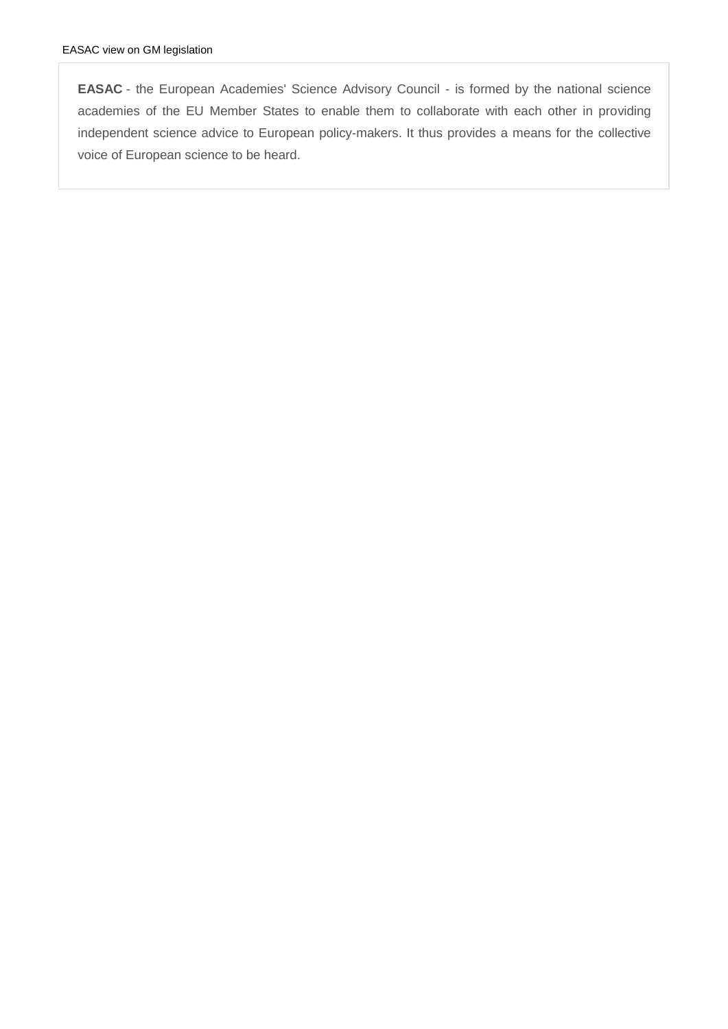**EASAC** - the European Academies' Science Advisory Council - is formed by the national science academies of the EU Member States to enable them to collaborate with each other in providing independent science advice to European policy-makers. It thus provides a means for the collective voice of European science to be heard.